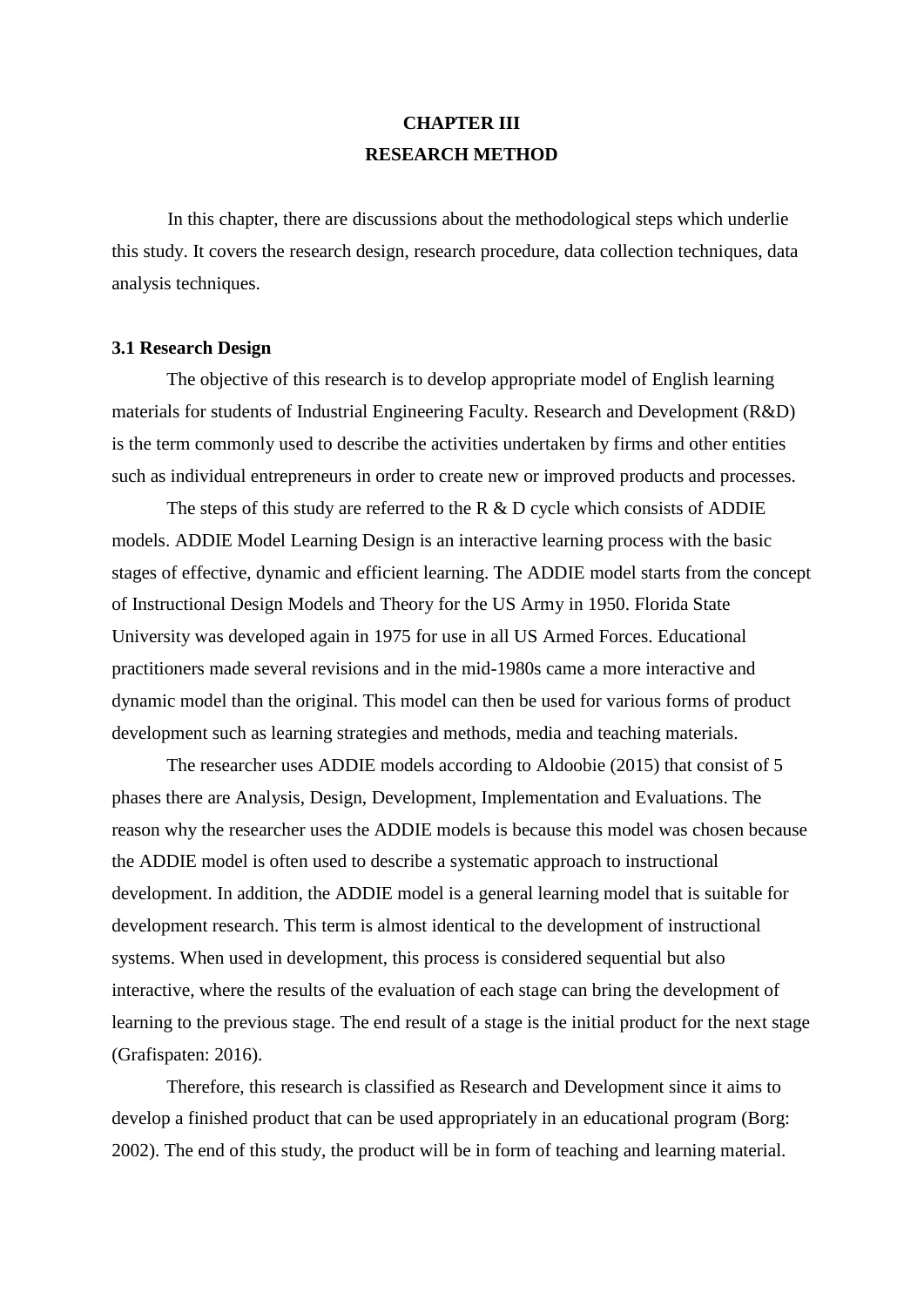# CHAPTER III
# RESEARCH METHOD

In this chapter, there are discussions about the methodological steps which underlie this study. It covers the research design, research procedure, data collection techniques, data analysis techniques.

## 3.1 Research Design

The objective of this research is to develop appropriate model of English learning materials for students of Industrial Engineering Faculty. Research and Development (R&D) is the term commonly used to describe the activities undertaken by firms and other entities such as individual entrepreneurs in order to create new or improved products and processes.

The steps of this study are referred to the R & D cycle which consists of ADDIE models. ADDIE Model Learning Design is an interactive learning process with the basic stages of effective, dynamic and efficient learning. The ADDIE model starts from the concept of Instructional Design Models and Theory for the US Army in 1950. Florida State University was developed again in 1975 for use in all US Armed Forces. Educational practitioners made several revisions and in the mid-1980s came a more interactive and dynamic model than the original. This model can then be used for various forms of product development such as learning strategies and methods, media and teaching materials.

The researcher uses ADDIE models according to Aldoobie (2015) that consist of 5 phases there are Analysis, Design, Development, Implementation and Evaluations. The reason why the researcher uses the ADDIE models is because this model was chosen because the ADDIE model is often used to describe a systematic approach to instructional development. In addition, the ADDIE model is a general learning model that is suitable for development research. This term is almost identical to the development of instructional systems. When used in development, this process is considered sequential but also interactive, where the results of the evaluation of each stage can bring the development of learning to the previous stage. The end result of a stage is the initial product for the next stage (Grafispaten: 2016).

Therefore, this research is classified as Research and Development since it aims to develop a finished product that can be used appropriately in an educational program (Borg: 2002). The end of this study, the product will be in form of teaching and learning material.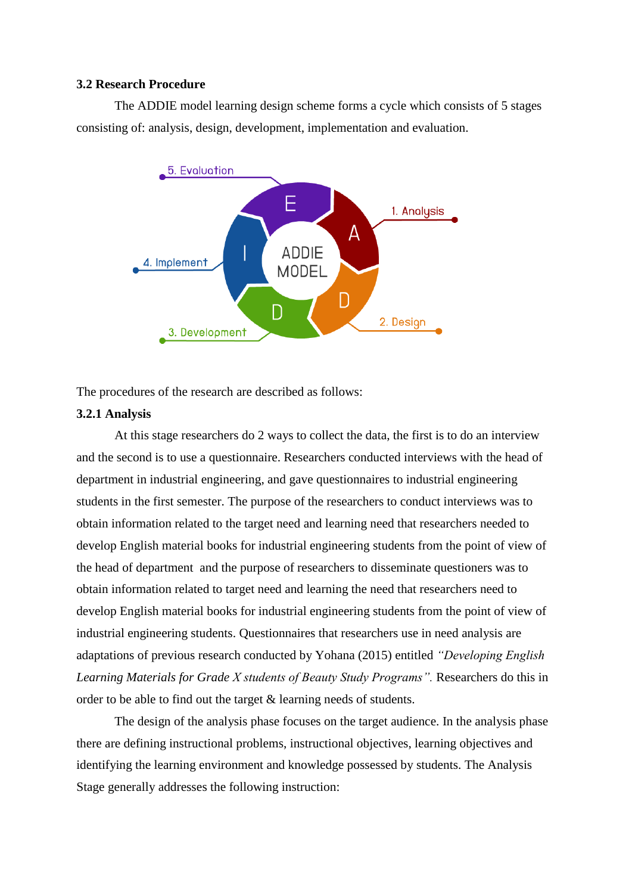### 3.2 Research Procedure

The ADDIE model learning design scheme forms a cycle which consists of 5 stages consisting of: analysis, design, development, implementation and evaluation.

The procedures of the research are described as follows:

#### 3.2.1 Analysis

At this stage researchers do 2 ways to collect the data, the first is to do an interview and the second is to use a questionnaire. Researchers conducted interviews with the head of department in industrial engineering, and gave questionnaires to industrial engineering students in the first semester. The purpose of the researchers to conduct interviews was to obtain information related to the target need and learning need that researchers needed to develop English material books for industrial engineering students from the point of view of the head of department and the purpose of researchers to disseminate questioners was to obtain information related to target need and learning the need that researchers need to develop English material books for industrial engineering students from the point of view of industrial engineering students. Questionnaires that researchers use in need analysis are adaptations of previous research conducted by Yohana (2015) entitled *"Developing English Learning Materials for Grade X students of Beauty Study Programs".* Researchers do this in order to be able to find out the target & learning needs of students.

The design of the analysis phase focuses on the target audience. In the analysis phase there are defining instructional problems, instructional objectives, learning objectives and identifying the learning environment and knowledge possessed by students. The Analysis Stage generally addresses the following instruction: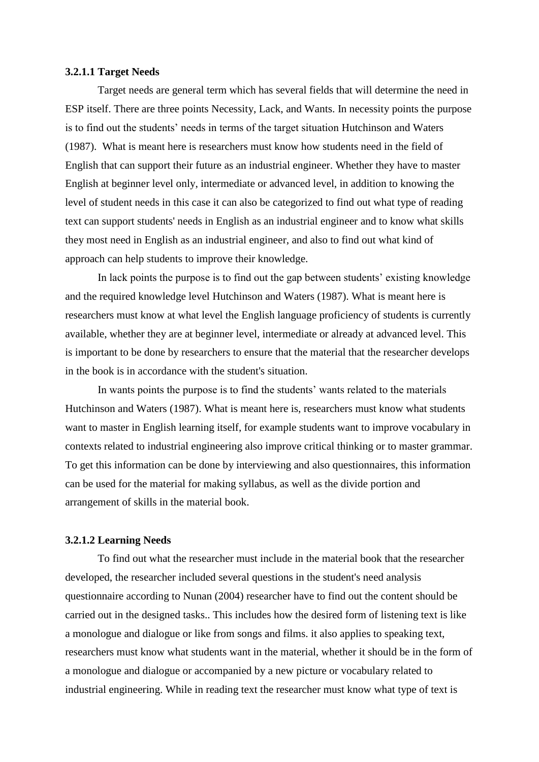**3.2.1.1 Target Needs**

Target needs are general term which has several fields that will determine the need in ESP itself. There are three points Necessity, Lack, and Wants. In necessity points the purpose is to find out the students' needs in terms of the target situation Hutchinson and Waters (1987). What is meant here is researchers must know how students need in the field of English that can support their future as an industrial engineer. Whether they have to master English at beginner level only, intermediate or advanced level, in addition to knowing the level of student needs in this case it can also be categorized to find out what type of reading text can support students' needs in English as an industrial engineer and to know what skills they most need in English as an industrial engineer, and also to find out what kind of approach can help students to improve their knowledge.

In lack points the purpose is to find out the gap between students' existing knowledge and the required knowledge level Hutchinson and Waters (1987). What is meant here is researchers must know at what level the English language proficiency of students is currently available, whether they are at beginner level, intermediate or already at advanced level. This is important to be done by researchers to ensure that the material that the researcher develops in the book is in accordance with the student's situation.

In wants points the purpose is to find the students' wants related to the materials Hutchinson and Waters (1987). What is meant here is, researchers must know what students want to master in English learning itself, for example students want to improve vocabulary in contexts related to industrial engineering also improve critical thinking or to master grammar. To get this information can be done by interviewing and also questionnaires, this information can be used for the material for making syllabus, as well as the divide portion and arrangement of skills in the material book.

**3.2.1.2 Learning Needs**

To find out what the researcher must include in the material book that the researcher developed, the researcher included several questions in the student's need analysis questionnaire according to Nunan (2004) researcher have to find out the content should be carried out in the designed tasks.. This includes how the desired form of listening text is like a monologue and dialogue or like from songs and films. it also applies to speaking text, researchers must know what students want in the material, whether it should be in the form of a monologue and dialogue or accompanied by a new picture or vocabulary related to industrial engineering. While in reading text the researcher must know what type of text is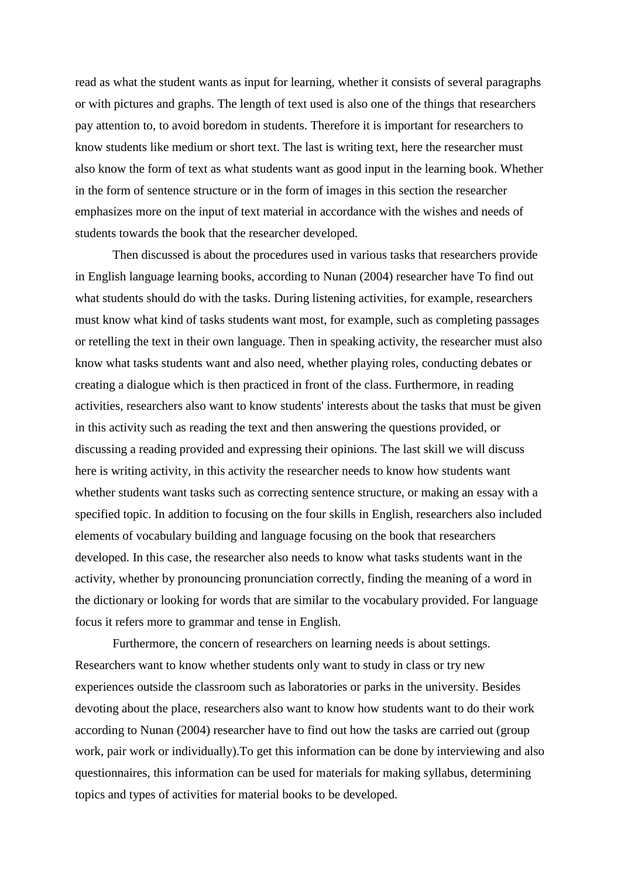read as what the student wants as input for learning, whether it consists of several paragraphs or with pictures and graphs. The length of text used is also one of the things that researchers pay attention to, to avoid boredom in students. Therefore it is important for researchers to know students like medium or short text. The last is writing text, here the researcher must also know the form of text as what students want as good input in the learning book. Whether in the form of sentence structure or in the form of images in this section the researcher emphasizes more on the input of text material in accordance with the wishes and needs of students towards the book that the researcher developed.

Then discussed is about the procedures used in various tasks that researchers provide in English language learning books, according to Nunan (2004) researcher have To find out what students should do with the tasks. During listening activities, for example, researchers must know what kind of tasks students want most, for example, such as completing passages or retelling the text in their own language. Then in speaking activity, the researcher must also know what tasks students want and also need, whether playing roles, conducting debates or creating a dialogue which is then practiced in front of the class. Furthermore, in reading activities, researchers also want to know students' interests about the tasks that must be given in this activity such as reading the text and then answering the questions provided, or discussing a reading provided and expressing their opinions. The last skill we will discuss here is writing activity, in this activity the researcher needs to know how students want whether students want tasks such as correcting sentence structure, or making an essay with a specified topic. In addition to focusing on the four skills in English, researchers also included elements of vocabulary building and language focusing on the book that researchers developed. In this case, the researcher also needs to know what tasks students want in the activity, whether by pronouncing pronunciation correctly, finding the meaning of a word in the dictionary or looking for words that are similar to the vocabulary provided. For language focus it refers more to grammar and tense in English.

Furthermore, the concern of researchers on learning needs is about settings. Researchers want to know whether students only want to study in class or try new experiences outside the classroom such as laboratories or parks in the university. Besides devoting about the place, researchers also want to know how students want to do their work according to Nunan (2004) researcher have to find out how the tasks are carried out (group work, pair work or individually).To get this information can be done by interviewing and also questionnaires, this information can be used for materials for making syllabus, determining topics and types of activities for material books to be developed.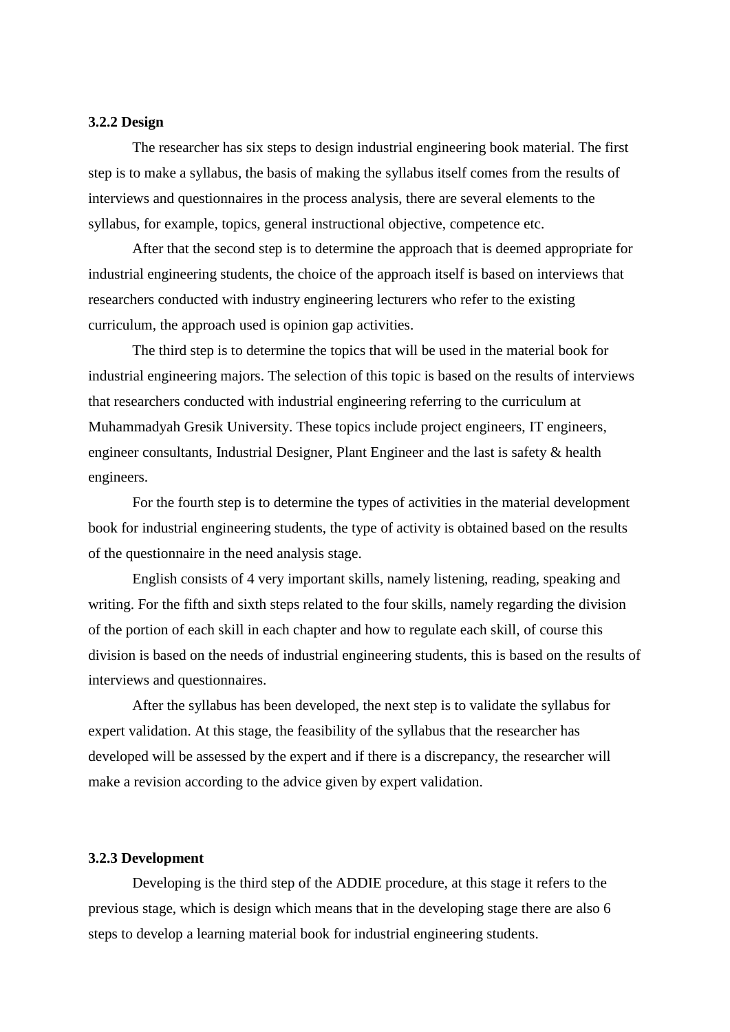### 3.2.2 Design

The researcher has six steps to design industrial engineering book material. The first step is to make a syllabus, the basis of making the syllabus itself comes from the results of interviews and questionnaires in the process analysis, there are several elements to the syllabus, for example, topics, general instructional objective, competence etc.

After that the second step is to determine the approach that is deemed appropriate for industrial engineering students, the choice of the approach itself is based on interviews that researchers conducted with industry engineering lecturers who refer to the existing curriculum, the approach used is opinion gap activities.

The third step is to determine the topics that will be used in the material book for industrial engineering majors. The selection of this topic is based on the results of interviews that researchers conducted with industrial engineering referring to the curriculum at Muhammadyah Gresik University. These topics include project engineers, IT engineers, engineer consultants, Industrial Designer, Plant Engineer and the last is safety & health engineers.

For the fourth step is to determine the types of activities in the material development book for industrial engineering students, the type of activity is obtained based on the results of the questionnaire in the need analysis stage.

English consists of 4 very important skills, namely listening, reading, speaking and writing. For the fifth and sixth steps related to the four skills, namely regarding the division of the portion of each skill in each chapter and how to regulate each skill, of course this division is based on the needs of industrial engineering students, this is based on the results of interviews and questionnaires.

After the syllabus has been developed, the next step is to validate the syllabus for expert validation. At this stage, the feasibility of the syllabus that the researcher has developed will be assessed by the expert and if there is a discrepancy, the researcher will make a revision according to the advice given by expert validation.

### 3.2.3 Development

Developing is the third step of the ADDIE procedure, at this stage it refers to the previous stage, which is design which means that in the developing stage there are also 6 steps to develop a learning material book for industrial engineering students.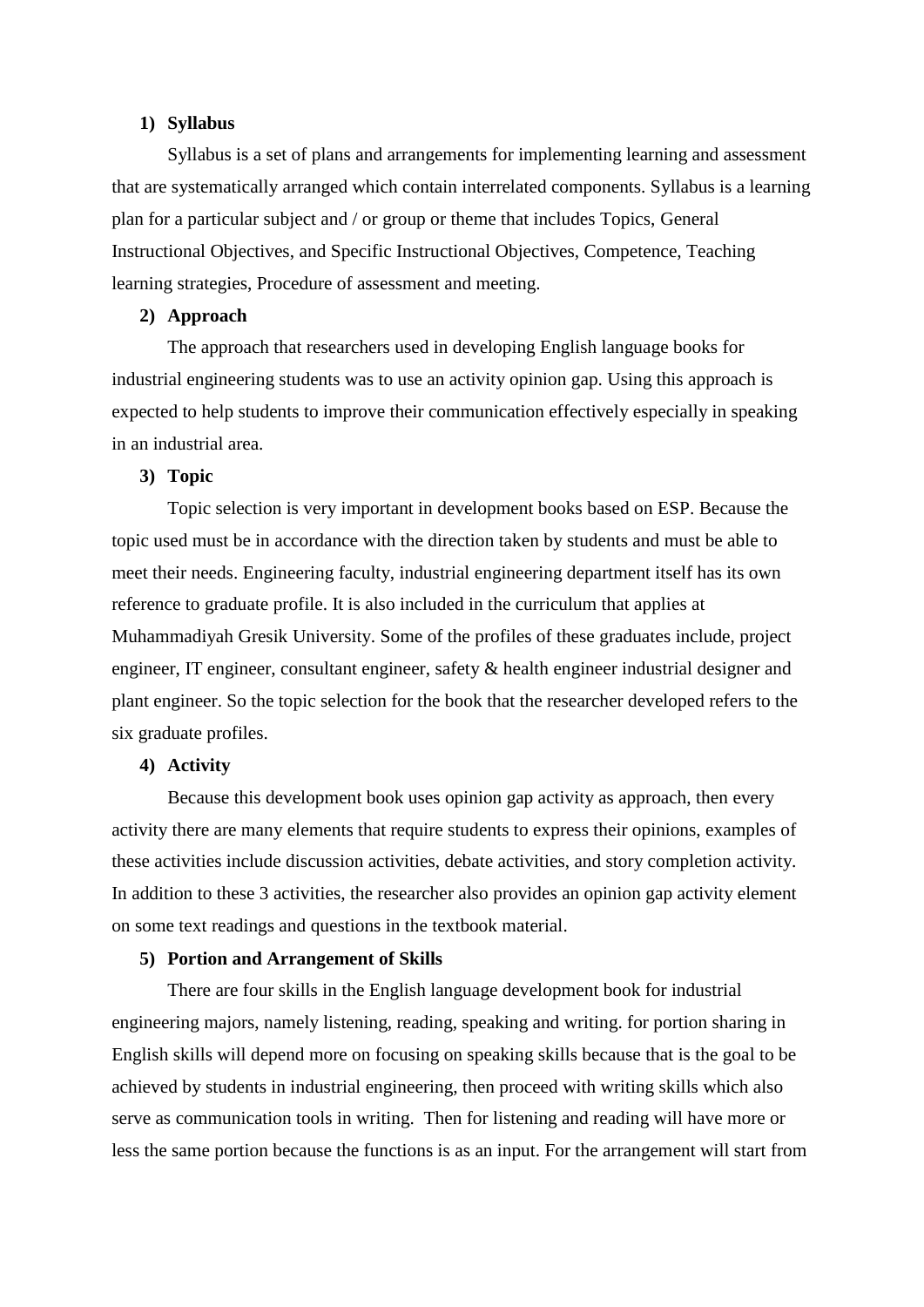1) **Syllabus**

Syllabus is a set of plans and arrangements for implementing learning and assessment that are systematically arranged which contain interrelated components. Syllabus is a learning plan for a particular subject and / or group or theme that includes Topics, General Instructional Objectives, and Specific Instructional Objectives, Competence, Teaching learning strategies, Procedure of assessment and meeting.

2) **Approach**

The approach that researchers used in developing English language books for industrial engineering students was to use an activity opinion gap. Using this approach is expected to help students to improve their communication effectively especially in speaking in an industrial area.

3) **Topic**

Topic selection is very important in development books based on ESP. Because the topic used must be in accordance with the direction taken by students and must be able to meet their needs. Engineering faculty, industrial engineering department itself has its own reference to graduate profile. It is also included in the curriculum that applies at Muhammadiyah Gresik University. Some of the profiles of these graduates include, project engineer, IT engineer, consultant engineer, safety & health engineer industrial designer and plant engineer. So the topic selection for the book that the researcher developed refers to the six graduate profiles.

4) **Activity**

Because this development book uses opinion gap activity as approach, then every activity there are many elements that require students to express their opinions, examples of these activities include discussion activities, debate activities, and story completion activity. In addition to these 3 activities, the researcher also provides an opinion gap activity element on some text readings and questions in the textbook material.

5) **Portion and Arrangement of Skills**

There are four skills in the English language development book for industrial engineering majors, namely listening, reading, speaking and writing. for portion sharing in English skills will depend more on focusing on speaking skills because that is the goal to be achieved by students in industrial engineering, then proceed with writing skills which also serve as communication tools in writing. Then for listening and reading will have more or less the same portion because the functions is as an input. For the arrangement will start from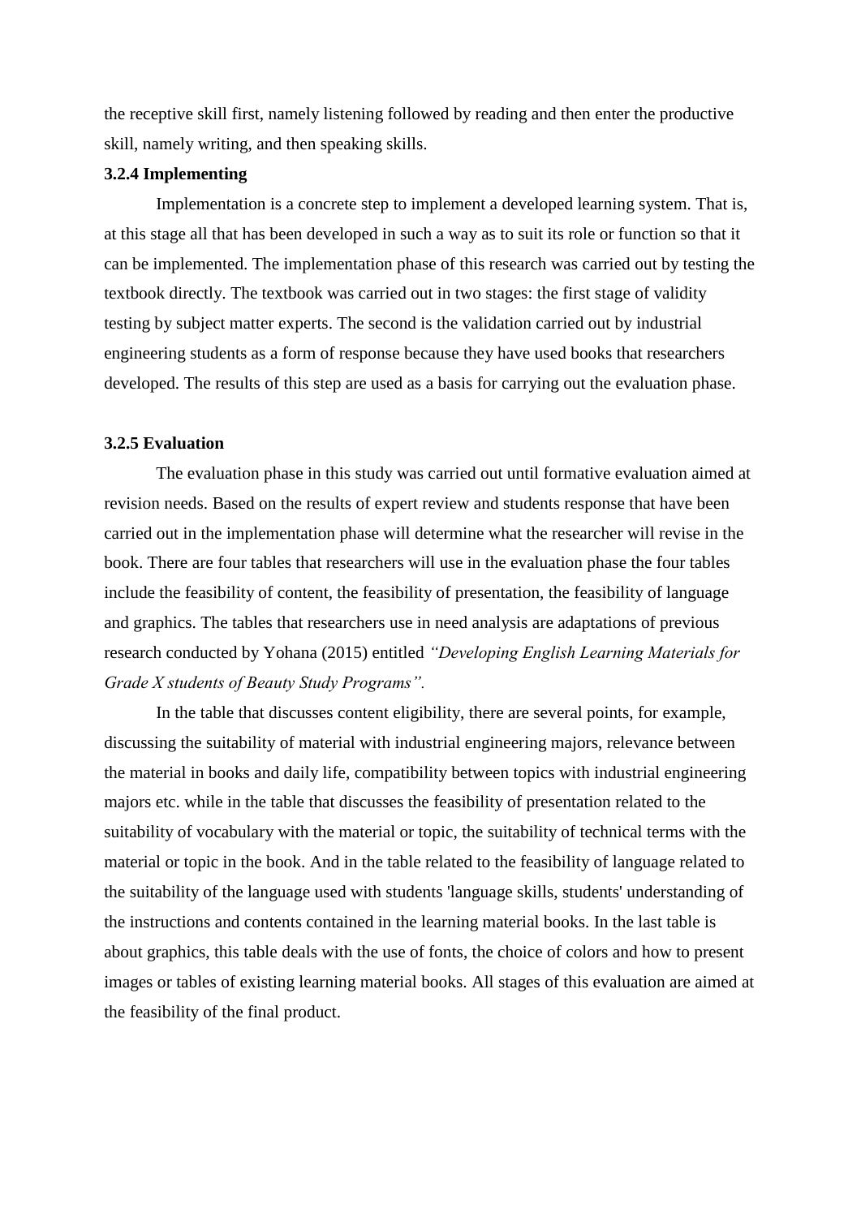the receptive skill first, namely listening followed by reading and then enter the productive skill, namely writing, and then speaking skills.

### 3.2.4 Implementing

Implementation is a concrete step to implement a developed learning system. That is, at this stage all that has been developed in such a way as to suit its role or function so that it can be implemented. The implementation phase of this research was carried out by testing the textbook directly. The textbook was carried out in two stages: the first stage of validity testing by subject matter experts. The second is the validation carried out by industrial engineering students as a form of response because they have used books that researchers developed. The results of this step are used as a basis for carrying out the evaluation phase.

### 3.2.5 Evaluation

The evaluation phase in this study was carried out until formative evaluation aimed at revision needs. Based on the results of expert review and students response that have been carried out in the implementation phase will determine what the researcher will revise in the book. There are four tables that researchers will use in the evaluation phase the four tables include the feasibility of content, the feasibility of presentation, the feasibility of language and graphics. The tables that researchers use in need analysis are adaptations of previous research conducted by Yohana (2015) entitled *"Developing English Learning Materials for Grade X students of Beauty Study Programs".*

In the table that discusses content eligibility, there are several points, for example, discussing the suitability of material with industrial engineering majors, relevance between the material in books and daily life, compatibility between topics with industrial engineering majors etc. while in the table that discusses the feasibility of presentation related to the suitability of vocabulary with the material or topic, the suitability of technical terms with the material or topic in the book. And in the table related to the feasibility of language related to the suitability of the language used with students 'language skills, students' understanding of the instructions and contents contained in the learning material books. In the last table is about graphics, this table deals with the use of fonts, the choice of colors and how to present images or tables of existing learning material books. All stages of this evaluation are aimed at the feasibility of the final product.